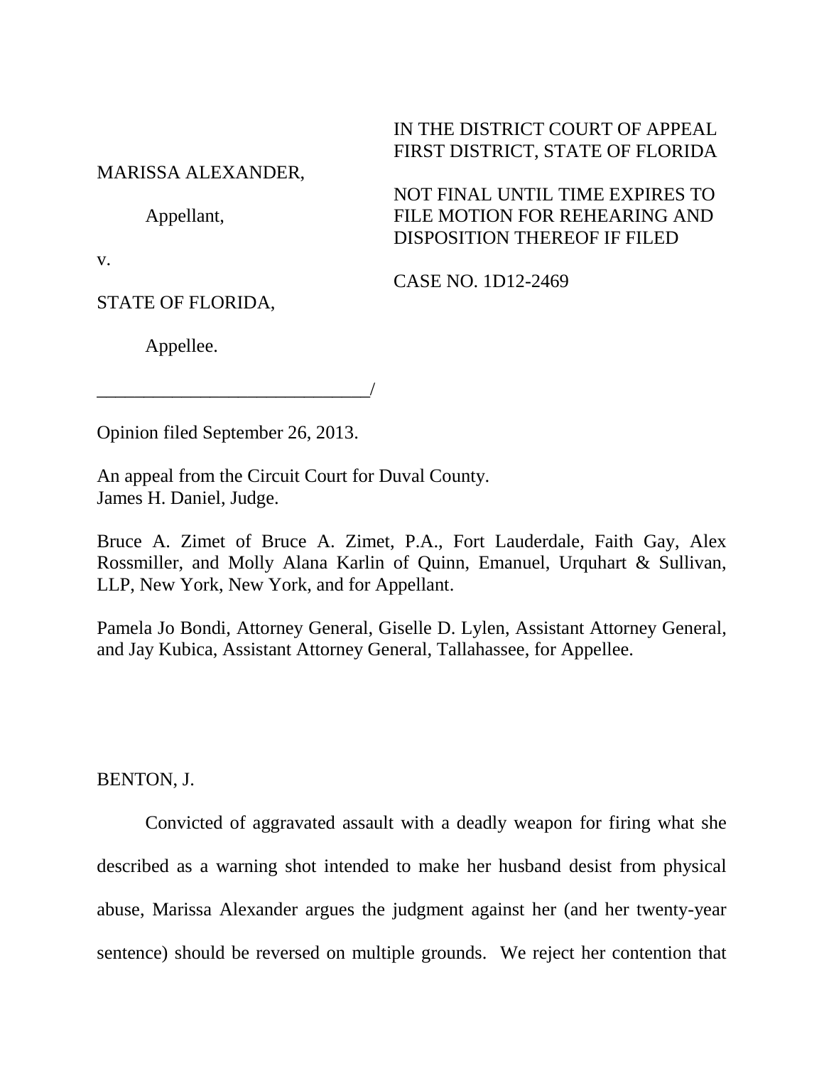IN THE DISTRICT COURT OF APPEAL
FIRST DISTRICT, STATE OF FLORIDA

MARISSA ALEXANDER,

Appellant,

v.

STATE OF FLORIDA,

Appellee.

_____________________________/

NOT FINAL UNTIL TIME EXPIRES TO FILE MOTION FOR REHEARING AND DISPOSITION THEREOF IF FILED

CASE NO. 1D12-2469

Opinion filed September 26, 2013.

An appeal from the Circuit Court for Duval County.
James H. Daniel, Judge.

Bruce A. Zimet of Bruce A. Zimet, P.A., Fort Lauderdale, Faith Gay, Alex Rossmiller, and Molly Alana Karlin of Quinn, Emanuel, Urquhart & Sullivan, LLP, New York, New York, and for Appellant.

Pamela Jo Bondi, Attorney General, Giselle D. Lylen, Assistant Attorney General, and Jay Kubica, Assistant Attorney General, Tallahassee, for Appellee.

BENTON, J.

Convicted of aggravated assault with a deadly weapon for firing what she described as a warning shot intended to make her husband desist from physical abuse, Marissa Alexander argues the judgment against her (and her twenty-year sentence) should be reversed on multiple grounds. We reject her contention that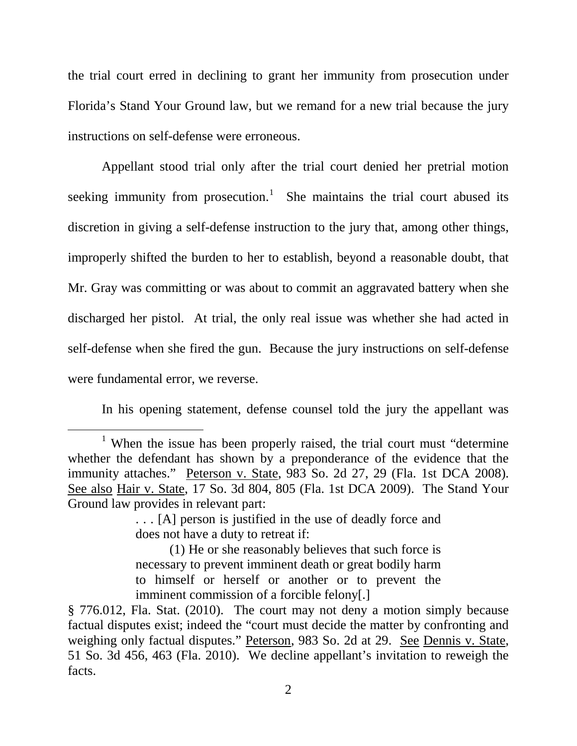the trial court erred in declining to grant her immunity from prosecution under Florida's Stand Your Ground law, but we remand for a new trial because the jury instructions on self-defense were erroneous.

Appellant stood trial only after the trial court denied her pretrial motion seeking immunity from prosecution.[1] She maintains the trial court abused its discretion in giving a self-defense instruction to the jury that, among other things, improperly shifted the burden to her to establish, beyond a reasonable doubt, that Mr. Gray was committing or was about to commit an aggravated battery when she discharged her pistol. At trial, the only real issue was whether she had acted in self-defense when she fired the gun. Because the jury instructions on self-defense were fundamental error, we reverse.

In his opening statement, defense counsel told the jury the appellant was

---

[1] When the issue has been properly raised, the trial court must "determine whether the defendant has shown by a preponderance of the evidence that the immunity attaches." <u>Peterson v. State</u>, 983 So. 2d 27, 29 (Fla. 1st DCA 2008). <u>See also</u> <u>Hair v. State</u>, 17 So. 3d 804, 805 (Fla. 1st DCA 2009). The Stand Your Ground law provides in relevant part:

> . . . [A] person is justified in the use of deadly force and does not have a duty to retreat if:
>
> (1) He or she reasonably believes that such force is necessary to prevent imminent death or great bodily harm to himself or herself or another or to prevent the imminent commission of a forcible felony[.]

§ 776.012, Fla. Stat. (2010). The court may not deny a motion simply because factual disputes exist; indeed the "court must decide the matter by confronting and weighing only factual disputes." <u>Peterson</u>, 983 So. 2d at 29. <u>See</u> <u>Dennis v. State</u>, 51 So. 3d 456, 463 (Fla. 2010). We decline appellant's invitation to reweigh the facts.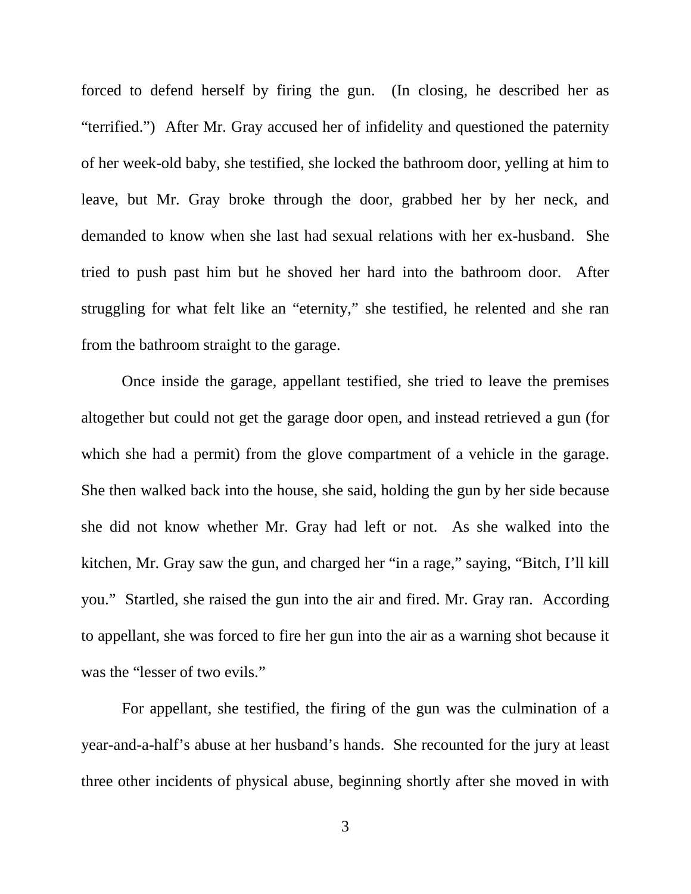forced to defend herself by firing the gun. (In closing, he described her as "terrified.") After Mr. Gray accused her of infidelity and questioned the paternity of her week-old baby, she testified, she locked the bathroom door, yelling at him to leave, but Mr. Gray broke through the door, grabbed her by her neck, and demanded to know when she last had sexual relations with her ex-husband. She tried to push past him but he shoved her hard into the bathroom door. After struggling for what felt like an "eternity," she testified, he relented and she ran from the bathroom straight to the garage.

Once inside the garage, appellant testified, she tried to leave the premises altogether but could not get the garage door open, and instead retrieved a gun (for which she had a permit) from the glove compartment of a vehicle in the garage. She then walked back into the house, she said, holding the gun by her side because she did not know whether Mr. Gray had left or not. As she walked into the kitchen, Mr. Gray saw the gun, and charged her "in a rage," saying, "Bitch, I'll kill you." Startled, she raised the gun into the air and fired. Mr. Gray ran. According to appellant, she was forced to fire her gun into the air as a warning shot because it was the "lesser of two evils."

For appellant, she testified, the firing of the gun was the culmination of a year-and-a-half's abuse at her husband's hands. She recounted for the jury at least three other incidents of physical abuse, beginning shortly after she moved in with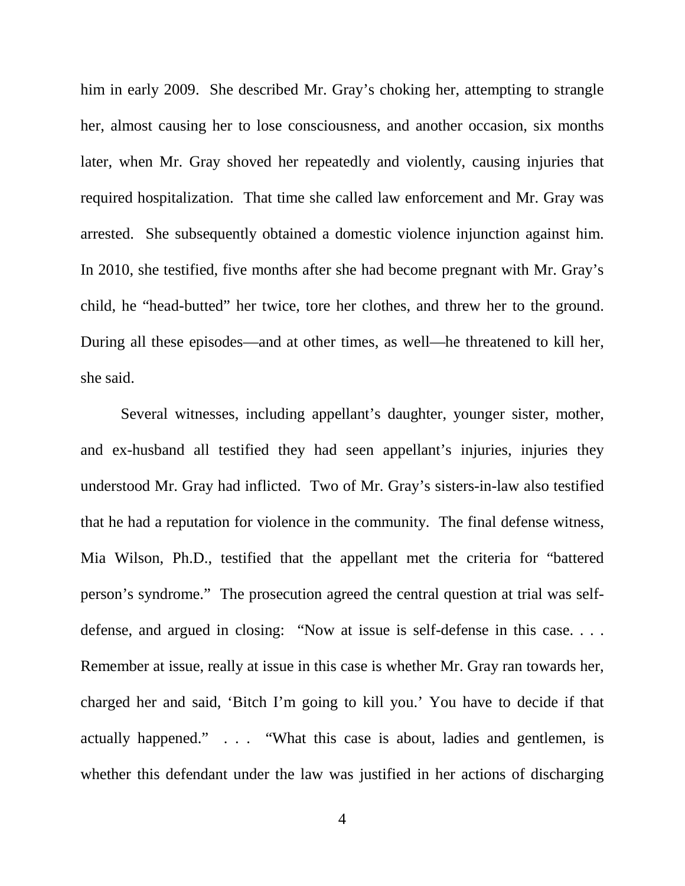him in early 2009. She described Mr. Gray's choking her, attempting to strangle her, almost causing her to lose consciousness, and another occasion, six months later, when Mr. Gray shoved her repeatedly and violently, causing injuries that required hospitalization. That time she called law enforcement and Mr. Gray was arrested. She subsequently obtained a domestic violence injunction against him. In 2010, she testified, five months after she had become pregnant with Mr. Gray's child, he "head-butted" her twice, tore her clothes, and threw her to the ground. During all these episodes—and at other times, as well—he threatened to kill her, she said.

Several witnesses, including appellant's daughter, younger sister, mother, and ex-husband all testified they had seen appellant's injuries, injuries they understood Mr. Gray had inflicted. Two of Mr. Gray's sisters-in-law also testified that he had a reputation for violence in the community. The final defense witness, Mia Wilson, Ph.D., testified that the appellant met the criteria for "battered person's syndrome." The prosecution agreed the central question at trial was self-defense, and argued in closing: "Now at issue is self-defense in this case. . . . Remember at issue, really at issue in this case is whether Mr. Gray ran towards her, charged her and said, 'Bitch I'm going to kill you.' You have to decide if that actually happened." . . . "What this case is about, ladies and gentlemen, is whether this defendant under the law was justified in her actions of discharging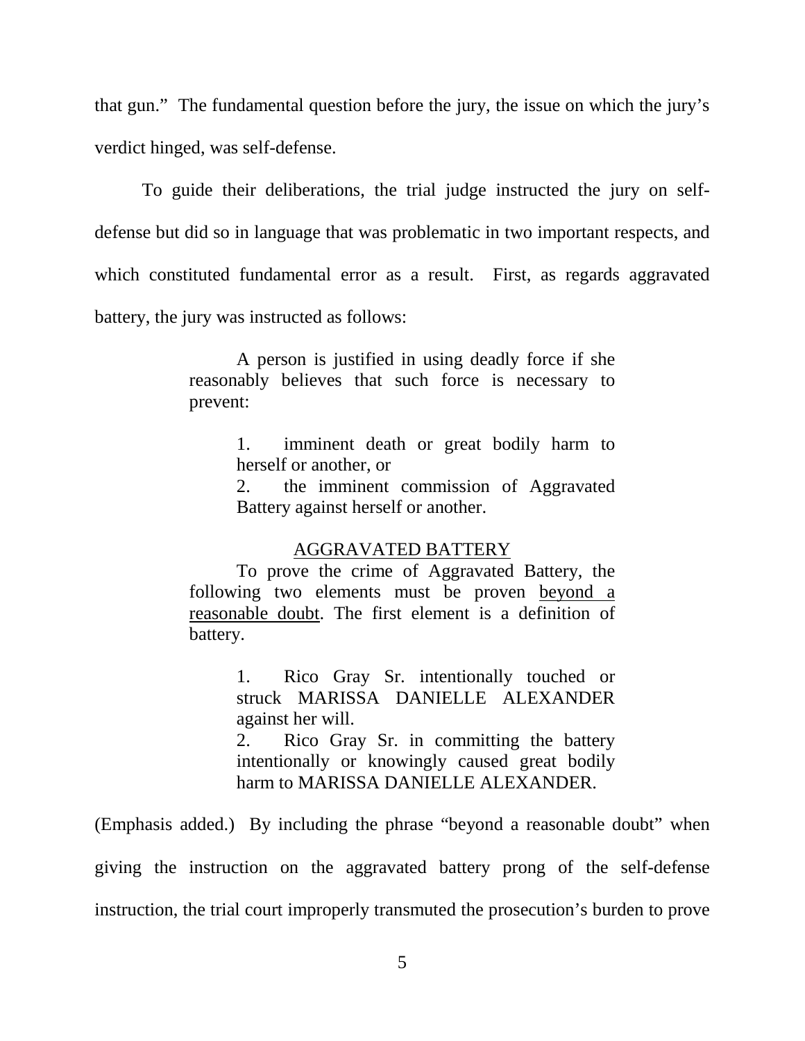that gun." The fundamental question before the jury, the issue on which the jury's verdict hinged, was self-defense.

To guide their deliberations, the trial judge instructed the jury on self-defense but did so in language that was problematic in two important respects, and which constituted fundamental error as a result. First, as regards aggravated battery, the jury was instructed as follows:

> A person is justified in using deadly force if she reasonably believes that such force is necessary to prevent:
>
> 1. imminent death or great bodily harm to herself or another, or
> 2. the imminent commission of Aggravated Battery against herself or another.
>
> <u>AGGRAVATED BATTERY</u>
>
> To prove the crime of Aggravated Battery, the following two elements must be proven <u>beyond a reasonable doubt</u>. The first element is a definition of battery.
>
> 1. Rico Gray Sr. intentionally touched or struck MARISSA DANIELLE ALEXANDER against her will.
> 2. Rico Gray Sr. in committing the battery intentionally or knowingly caused great bodily harm to MARISSA DANIELLE ALEXANDER.

(Emphasis added.) By including the phrase "beyond a reasonable doubt" when giving the instruction on the aggravated battery prong of the self-defense instruction, the trial court improperly transmuted the prosecution's burden to prove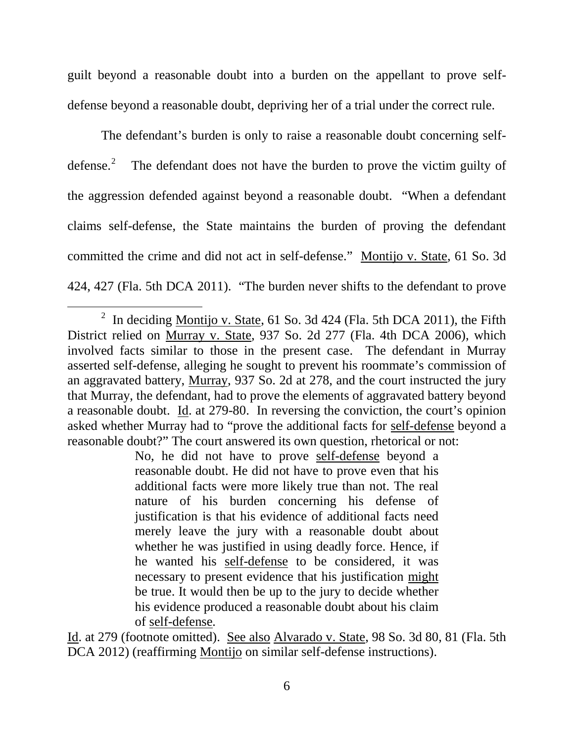guilt beyond a reasonable doubt into a burden on the appellant to prove self-defense beyond a reasonable doubt, depriving her of a trial under the correct rule.

The defendant's burden is only to raise a reasonable doubt concerning self-defense.[2] The defendant does not have the burden to prove the victim guilty of the aggression defended against beyond a reasonable doubt. "When a defendant claims self-defense, the State maintains the burden of proving the defendant committed the crime and did not act in self-defense." Montijo v. State, 61 So. 3d 424, 427 (Fla. 5th DCA 2011). "The burden never shifts to the defendant to prove

---

[2] In deciding Montijo v. State, 61 So. 3d 424 (Fla. 5th DCA 2011), the Fifth District relied on Murray v. State, 937 So. 2d 277 (Fla. 4th DCA 2006), which involved facts similar to those in the present case. The defendant in Murray asserted self-defense, alleging he sought to prevent his roommate's commission of an aggravated battery, Murray, 937 So. 2d at 278, and the court instructed the jury that Murray, the defendant, had to prove the elements of aggravated battery beyond a reasonable doubt. Id. at 279-80. In reversing the conviction, the court's opinion asked whether Murray had to "prove the additional facts for self-defense beyond a reasonable doubt?" The court answered its own question, rhetorical or not:

> No, he did not have to prove self-defense beyond a reasonable doubt. He did not have to prove even that his additional facts were more likely true than not. The real nature of his burden concerning his defense of justification is that his evidence of additional facts need merely leave the jury with a reasonable doubt about whether he was justified in using deadly force. Hence, if he wanted his self-defense to be considered, it was necessary to present evidence that his justification might be true. It would then be up to the jury to decide whether his evidence produced a reasonable doubt about his claim of self-defense.

Id. at 279 (footnote omitted). See also Alvarado v. State, 98 So. 3d 80, 81 (Fla. 5th DCA 2012) (reaffirming Montijo on similar self-defense instructions).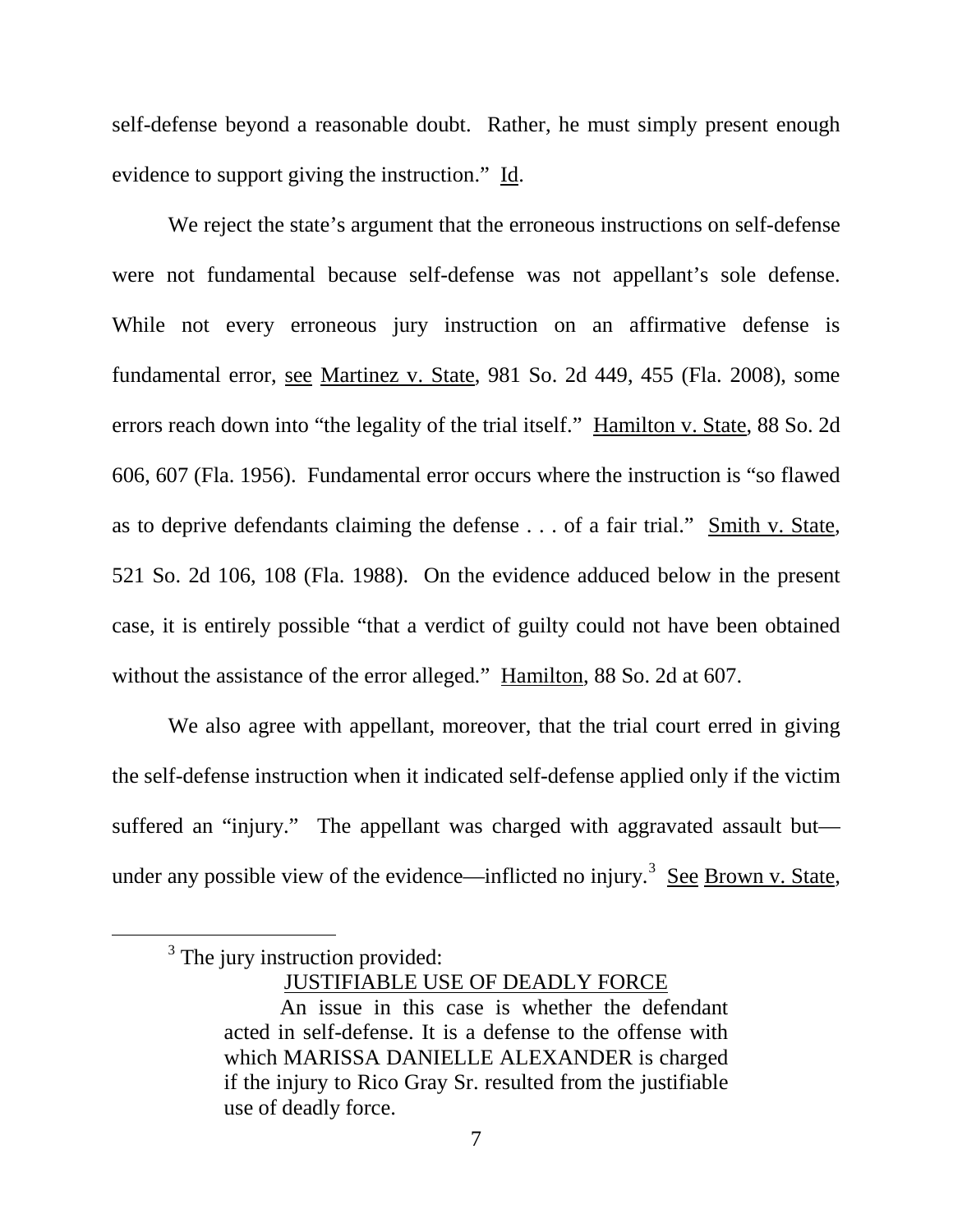self-defense beyond a reasonable doubt. Rather, he must simply present enough evidence to support giving the instruction." Id.

We reject the state's argument that the erroneous instructions on self-defense were not fundamental because self-defense was not appellant's sole defense. While not every erroneous jury instruction on an affirmative defense is fundamental error, see Martinez v. State, 981 So. 2d 449, 455 (Fla. 2008), some errors reach down into "the legality of the trial itself." Hamilton v. State, 88 So. 2d 606, 607 (Fla. 1956). Fundamental error occurs where the instruction is "so flawed as to deprive defendants claiming the defense . . . of a fair trial." Smith v. State, 521 So. 2d 106, 108 (Fla. 1988). On the evidence adduced below in the present case, it is entirely possible "that a verdict of guilty could not have been obtained without the assistance of the error alleged." Hamilton, 88 So. 2d at 607.

We also agree with appellant, moreover, that the trial court erred in giving the self-defense instruction when it indicated self-defense applied only if the victim suffered an "injury." The appellant was charged with aggravated assault but—under any possible view of the evidence—inflicted no injury.[3] See Brown v. State,

---

[3] The jury instruction provided:

> JUSTIFIABLE USE OF DEADLY FORCE
>
> An issue in this case is whether the defendant acted in self-defense. It is a defense to the offense with which MARISSA DANIELLE ALEXANDER is charged if the injury to Rico Gray Sr. resulted from the justifiable use of deadly force.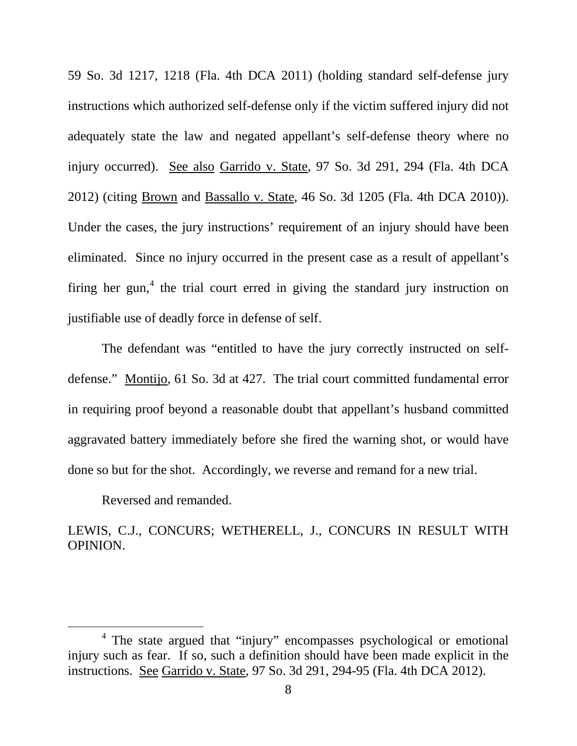59 So. 3d 1217, 1218 (Fla. 4th DCA 2011) (holding standard self-defense jury instructions which authorized self-defense only if the victim suffered injury did not adequately state the law and negated appellant's self-defense theory where no injury occurred). See also Garrido v. State, 97 So. 3d 291, 294 (Fla. 4th DCA 2012) (citing Brown and Bassallo v. State, 46 So. 3d 1205 (Fla. 4th DCA 2010)). Under the cases, the jury instructions' requirement of an injury should have been eliminated. Since no injury occurred in the present case as a result of appellant's firing her gun,[4] the trial court erred in giving the standard jury instruction on justifiable use of deadly force in defense of self.

The defendant was "entitled to have the jury correctly instructed on self-defense." Montijo, 61 So. 3d at 427. The trial court committed fundamental error in requiring proof beyond a reasonable doubt that appellant's husband committed aggravated battery immediately before she fired the warning shot, or would have done so but for the shot. Accordingly, we reverse and remand for a new trial.

Reversed and remanded.

LEWIS, C.J., CONCURS; WETHERELL, J., CONCURS IN RESULT WITH OPINION.

---

[4] The state argued that "injury" encompasses psychological or emotional injury such as fear. If so, such a definition should have been made explicit in the instructions. See Garrido v. State, 97 So. 3d 291, 294-95 (Fla. 4th DCA 2012).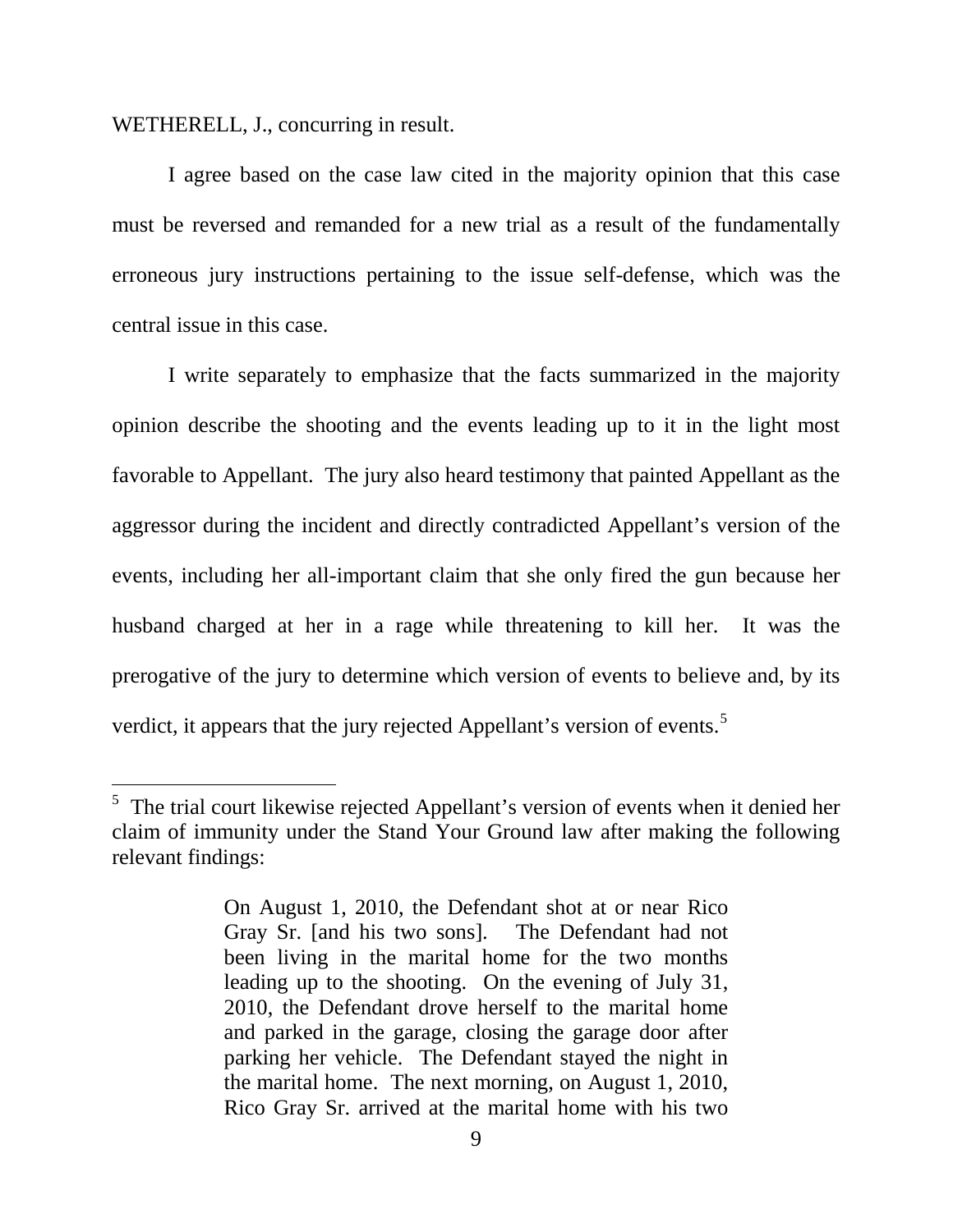WETHERELL, J., concurring in result.

I agree based on the case law cited in the majority opinion that this case must be reversed and remanded for a new trial as a result of the fundamentally erroneous jury instructions pertaining to the issue self-defense, which was the central issue in this case.

I write separately to emphasize that the facts summarized in the majority opinion describe the shooting and the events leading up to it in the light most favorable to Appellant. The jury also heard testimony that painted Appellant as the aggressor during the incident and directly contradicted Appellant's version of the events, including her all-important claim that she only fired the gun because her husband charged at her in a rage while threatening to kill her. It was the prerogative of the jury to determine which version of events to believe and, by its verdict, it appears that the jury rejected Appellant's version of events.[5]

---

[5] The trial court likewise rejected Appellant's version of events when it denied her claim of immunity under the Stand Your Ground law after making the following relevant findings:

> On August 1, 2010, the Defendant shot at or near Rico Gray Sr. [and his two sons]. The Defendant had not been living in the marital home for the two months leading up to the shooting. On the evening of July 31, 2010, the Defendant drove herself to the marital home and parked in the garage, closing the garage door after parking her vehicle. The Defendant stayed the night in the marital home. The next morning, on August 1, 2010, Rico Gray Sr. arrived at the marital home with his two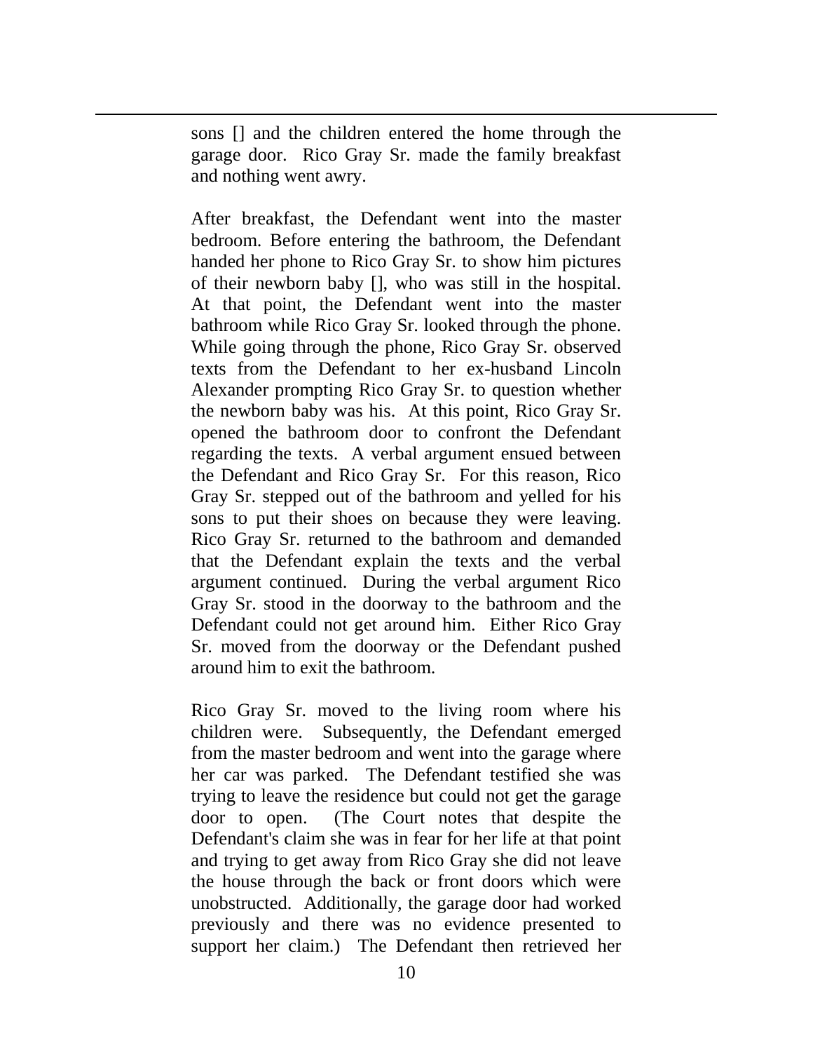sons [] and the children entered the home through the garage door. Rico Gray Sr. made the family breakfast and nothing went awry.

After breakfast, the Defendant went into the master bedroom. Before entering the bathroom, the Defendant handed her phone to Rico Gray Sr. to show him pictures of their newborn baby [], who was still in the hospital. At that point, the Defendant went into the master bathroom while Rico Gray Sr. looked through the phone. While going through the phone, Rico Gray Sr. observed texts from the Defendant to her ex-husband Lincoln Alexander prompting Rico Gray Sr. to question whether the newborn baby was his. At this point, Rico Gray Sr. opened the bathroom door to confront the Defendant regarding the texts. A verbal argument ensued between the Defendant and Rico Gray Sr. For this reason, Rico Gray Sr. stepped out of the bathroom and yelled for his sons to put their shoes on because they were leaving. Rico Gray Sr. returned to the bathroom and demanded that the Defendant explain the texts and the verbal argument continued. During the verbal argument Rico Gray Sr. stood in the doorway to the bathroom and the Defendant could not get around him. Either Rico Gray Sr. moved from the doorway or the Defendant pushed around him to exit the bathroom.

Rico Gray Sr. moved to the living room where his children were. Subsequently, the Defendant emerged from the master bedroom and went into the garage where her car was parked. The Defendant testified she was trying to leave the residence but could not get the garage door to open. (The Court notes that despite the Defendant's claim she was in fear for her life at that point and trying to get away from Rico Gray she did not leave the house through the back or front doors which were unobstructed. Additionally, the garage door had worked previously and there was no evidence presented to support her claim.) The Defendant then retrieved her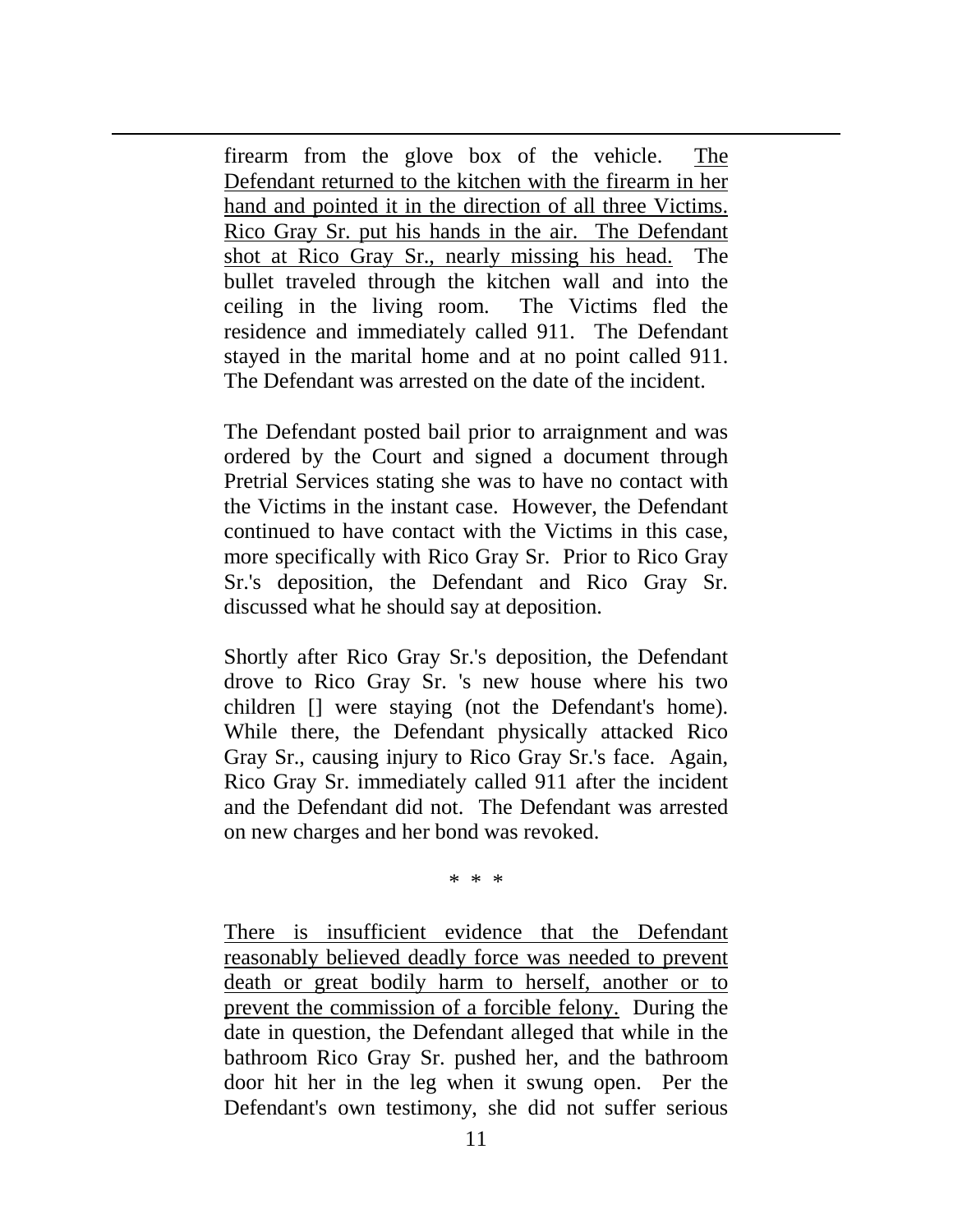firearm from the glove box of the vehicle. <u>The Defendant returned to the kitchen with the firearm in her hand and pointed it in the direction of all three Victims. Rico Gray Sr. put his hands in the air. The Defendant shot at Rico Gray Sr., nearly missing his head.</u> The bullet traveled through the kitchen wall and into the ceiling in the living room. The Victims fled the residence and immediately called 911. The Defendant stayed in the marital home and at no point called 911. The Defendant was arrested on the date of the incident.

The Defendant posted bail prior to arraignment and was ordered by the Court and signed a document through Pretrial Services stating she was to have no contact with the Victims in the instant case. However, the Defendant continued to have contact with the Victims in this case, more specifically with Rico Gray Sr. Prior to Rico Gray Sr.'s deposition, the Defendant and Rico Gray Sr. discussed what he should say at deposition.

Shortly after Rico Gray Sr.'s deposition, the Defendant drove to Rico Gray Sr. 's new house where his two children [] were staying (not the Defendant's home). While there, the Defendant physically attacked Rico Gray Sr., causing injury to Rico Gray Sr.'s face. Again, Rico Gray Sr. immediately called 911 after the incident and the Defendant did not. The Defendant was arrested on new charges and her bond was revoked.

\* \* \*

<u>There is insufficient evidence that the Defendant reasonably believed deadly force was needed to prevent death or great bodily harm to herself, another or to prevent the commission of a forcible felony.</u> During the date in question, the Defendant alleged that while in the bathroom Rico Gray Sr. pushed her, and the bathroom door hit her in the leg when it swung open. Per the Defendant's own testimony, she did not suffer serious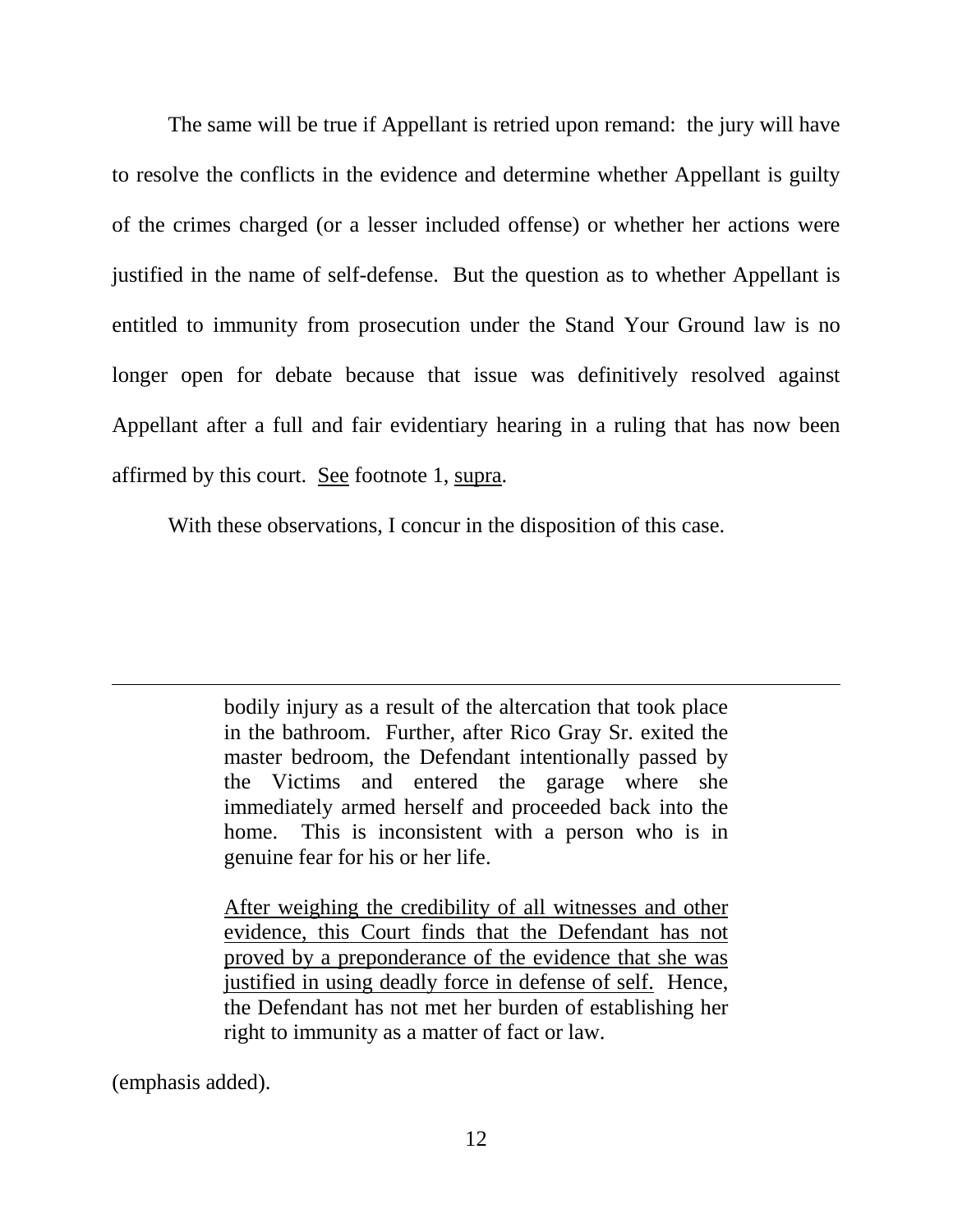The same will be true if Appellant is retried upon remand: the jury will have to resolve the conflicts in the evidence and determine whether Appellant is guilty of the crimes charged (or a lesser included offense) or whether her actions were justified in the name of self-defense. But the question as to whether Appellant is entitled to immunity from prosecution under the Stand Your Ground law is no longer open for debate because that issue was definitively resolved against Appellant after a full and fair evidentiary hearing in a ruling that has now been affirmed by this court. <u>See</u> footnote 1, <u>supra</u>.

With these observations, I concur in the disposition of this case.

---

> bodily injury as a result of the altercation that took place in the bathroom. Further, after Rico Gray Sr. exited the master bedroom, the Defendant intentionally passed by the Victims and entered the garage where she immediately armed herself and proceeded back into the home. This is inconsistent with a person who is in genuine fear for his or her life.
>
> <u>After weighing the credibility of all witnesses and other evidence, this Court finds that the Defendant has not proved by a preponderance of the evidence that she was justified in using deadly force in defense of self.</u> Hence, the Defendant has not met her burden of establishing her right to immunity as a matter of fact or law.

(emphasis added).